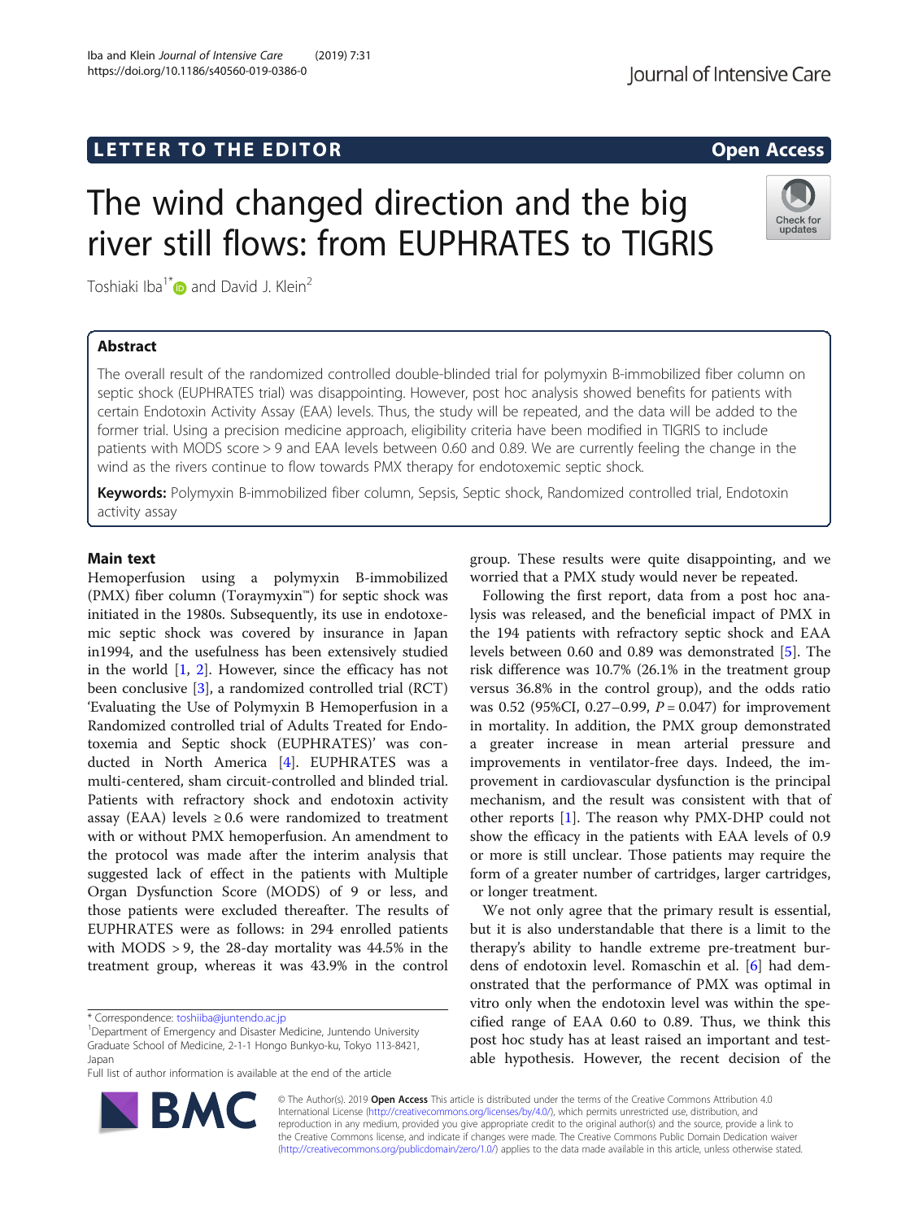LETTER TO THE EDITOR

Open Access

# The wind changed direction and the big river still flows: from EUPHRATES to TIGRIS

Toshiaki Iba[1*] and David J. Klein[2]

## Abstract

The overall result of the randomized controlled double-blinded trial for polymyxin B-immobilized fiber column on septic shock (EUPHRATES trial) was disappointing. However, post hoc analysis showed benefits for patients with certain Endotoxin Activity Assay (EAA) levels. Thus, the study will be repeated, and the data will be added to the former trial. Using a precision medicine approach, eligibility criteria have been modified in TIGRIS to include patients with MODS score > 9 and EAA levels between 0.60 and 0.89. We are currently feeling the change in the wind as the rivers continue to flow towards PMX therapy for endotoxemic septic shock.

**Keywords:** Polymyxin B-immobilized fiber column, Sepsis, Septic shock, Randomized controlled trial, Endotoxin activity assay

## Main text

Hemoperfusion using a polymyxin B-immobilized (PMX) fiber column (Toraymyxin™) for septic shock was initiated in the 1980s. Subsequently, its use in endotoxemic septic shock was covered by insurance in Japan in1994, and the usefulness has been extensively studied in the world [1, 2]. However, since the efficacy has not been conclusive [3], a randomized controlled trial (RCT) 'Evaluating the Use of Polymyxin B Hemoperfusion in a Randomized controlled trial of Adults Treated for Endotoxemia and Septic shock (EUPHRATES)' was conducted in North America [4]. EUPHRATES was a multi-centered, sham circuit-controlled and blinded trial. Patients with refractory shock and endotoxin activity assay (EAA) levels ≥ 0.6 were randomized to treatment with or without PMX hemoperfusion. An amendment to the protocol was made after the interim analysis that suggested lack of effect in the patients with Multiple Organ Dysfunction Score (MODS) of 9 or less, and those patients were excluded thereafter. The results of EUPHRATES were as follows: in 294 enrolled patients with MODS > 9, the 28-day mortality was 44.5% in the treatment group, whereas it was 43.9% in the control group. These results were quite disappointing, and we worried that a PMX study would never be repeated.

Following the first report, data from a post hoc analysis was released, and the beneficial impact of PMX in the 194 patients with refractory septic shock and EAA levels between 0.60 and 0.89 was demonstrated [5]. The risk difference was 10.7% (26.1% in the treatment group versus 36.8% in the control group), and the odds ratio was 0.52 (95%CI, 0.27–0.99, $P = 0.047$) for improvement in mortality. In addition, the PMX group demonstrated a greater increase in mean arterial pressure and improvements in ventilator-free days. Indeed, the improvement in cardiovascular dysfunction is the principal mechanism, and the result was consistent with that of other reports [1]. The reason why PMX-DHP could not show the efficacy in the patients with EAA levels of 0.9 or more is still unclear. Those patients may require the form of a greater number of cartridges, larger cartridges, or longer treatment.

We not only agree that the primary result is essential, but it is also understandable that there is a limit to the therapy's ability to handle extreme pre-treatment burdens of endotoxin level. Romaschin et al. [6] had demonstrated that the performance of PMX was optimal in vitro only when the endotoxin level was within the specified range of EAA 0.60 to 0.89. Thus, we think this post hoc study has at least raised an important and testable hypothesis. However, the recent decision of the

\* Correspondence: toshiiba@juntendo.ac.jp
[1]Department of Emergency and Disaster Medicine, Juntendo University Graduate School of Medicine, 2-1-1 Hongo Bunkyo-ku, Tokyo 113-8421, Japan
Full list of author information is available at the end of the article

© The Author(s). 2019 **Open Access** This article is distributed under the terms of the Creative Commons Attribution 4.0 International License (http://creativecommons.org/licenses/by/4.0/), which permits unrestricted use, distribution, and reproduction in any medium, provided you give appropriate credit to the original author(s) and the source, provide a link to the Creative Commons license, and indicate if changes were made. The Creative Commons Public Domain Dedication waiver (http://creativecommons.org/publicdomain/zero/1.0/) applies to the data made available in this article, unless otherwise stated.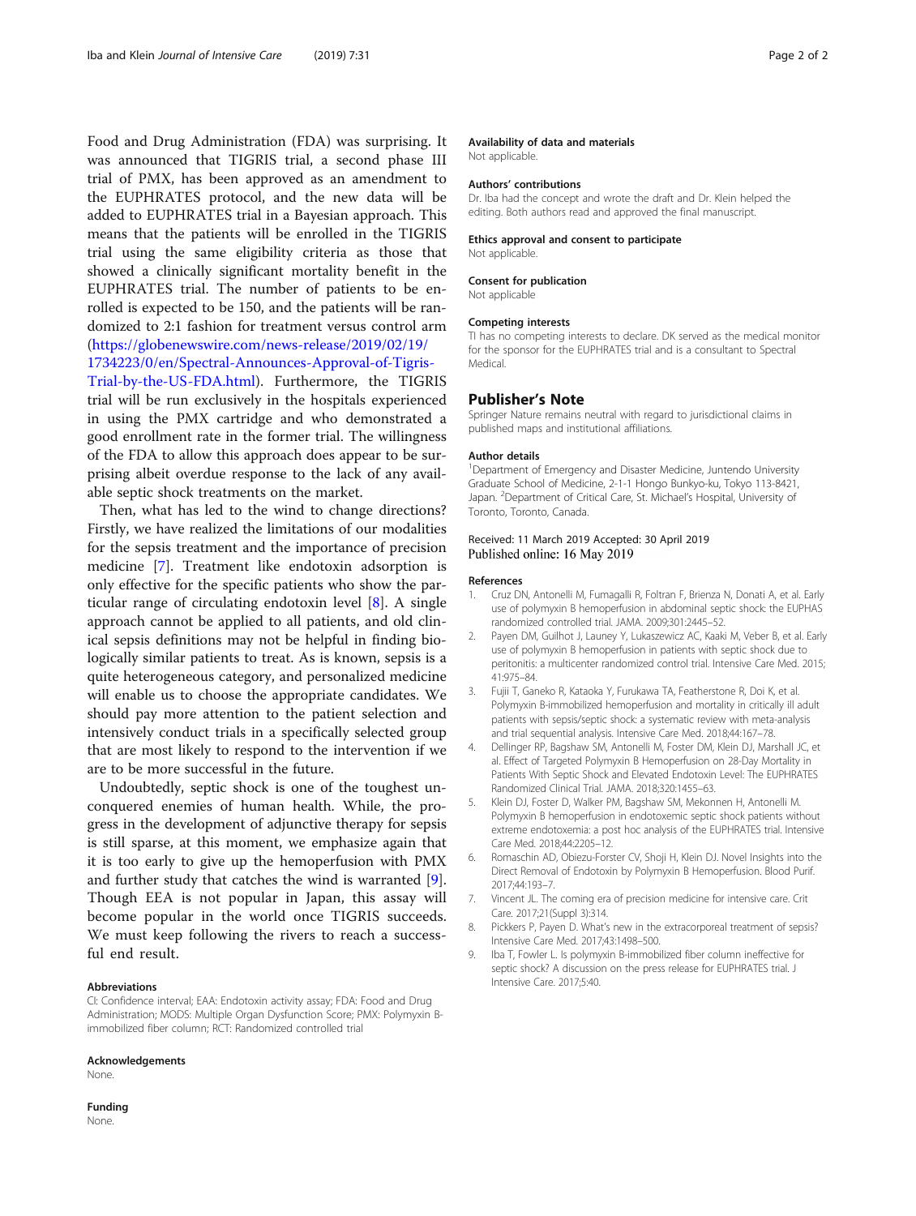Food and Drug Administration (FDA) was surprising. It was announced that TIGRIS trial, a second phase III trial of PMX, has been approved as an amendment to the EUPHRATES protocol, and the new data will be added to EUPHRATES trial in a Bayesian approach. This means that the patients will be enrolled in the TIGRIS trial using the same eligibility criteria as those that showed a clinically significant mortality benefit in the EUPHRATES trial. The number of patients to be enrolled is expected to be 150, and the patients will be randomized to 2:1 fashion for treatment versus control arm (https://globenewswire.com/news-release/2019/02/19/1734223/0/en/Spectral-Announces-Approval-of-Tigris-Trial-by-the-US-FDA.html). Furthermore, the TIGRIS trial will be run exclusively in the hospitals experienced in using the PMX cartridge and who demonstrated a good enrollment rate in the former trial. The willingness of the FDA to allow this approach does appear to be surprising albeit overdue response to the lack of any available septic shock treatments on the market.

Then, what has led to the wind to change directions? Firstly, we have realized the limitations of our modalities for the sepsis treatment and the importance of precision medicine [7]. Treatment like endotoxin adsorption is only effective for the specific patients who show the particular range of circulating endotoxin level [8]. A single approach cannot be applied to all patients, and old clinical sepsis definitions may not be helpful in finding biologically similar patients to treat. As is known, sepsis is a quite heterogeneous category, and personalized medicine will enable us to choose the appropriate candidates. We should pay more attention to the patient selection and intensively conduct trials in a specifically selected group that are most likely to respond to the intervention if we are to be more successful in the future.

Undoubtedly, septic shock is one of the toughest unconquered enemies of human health. While, the progress in the development of adjunctive therapy for sepsis is still sparse, at this moment, we emphasize again that it is too early to give up the hemoperfusion with PMX and further study that catches the wind is warranted [9]. Though EEA is not popular in Japan, this assay will become popular in the world once TIGRIS succeeds. We must keep following the rivers to reach a successful end result.

#### Abbreviations

CI: Confidence interval; EAA: Endotoxin activity assay; FDA: Food and Drug Administration; MODS: Multiple Organ Dysfunction Score; PMX: Polymyxin B-immobilized fiber column; RCT: Randomized controlled trial

#### Acknowledgements

None.

#### Funding

None.

#### Availability of data and materials

Not applicable.

#### Authors' contributions

Dr. Iba had the concept and wrote the draft and Dr. Klein helped the editing. Both authors read and approved the final manuscript.

#### Ethics approval and consent to participate

Not applicable.

#### Consent for publication

Not applicable

#### Competing interests

TI has no competing interests to declare. DK served as the medical monitor for the sponsor for the EUPHRATES trial and is a consultant to Spectral Medical.

## Publisher's Note

Springer Nature remains neutral with regard to jurisdictional claims in published maps and institutional affiliations.

#### Author details

[1]Department of Emergency and Disaster Medicine, Juntendo University Graduate School of Medicine, 2-1-1 Hongo Bunkyo-ku, Tokyo 113-8421, Japan. [2]Department of Critical Care, St. Michael's Hospital, University of Toronto, Toronto, Canada.

Received: 11 March 2019 Accepted: 30 April 2019
Published online: 16 May 2019

#### References

1. Cruz DN, Antonelli M, Fumagalli R, Foltran F, Brienza N, Donati A, et al. Early use of polymyxin B hemoperfusion in abdominal septic shock: the EUPHAS randomized controlled trial. JAMA. 2009;301:2445–52.
2. Payen DM, Guilhot J, Launey Y, Lukaszewicz AC, Kaaki M, Veber B, et al. Early use of polymyxin B hemoperfusion in patients with septic shock due to peritonitis: a multicenter randomized control trial. Intensive Care Med. 2015; 41:975–84.
3. Fujii T, Ganeko R, Kataoka Y, Furukawa TA, Featherstone R, Doi K, et al. Polymyxin B-immobilized hemoperfusion and mortality in critically ill adult patients with sepsis/septic shock: a systematic review with meta-analysis and trial sequential analysis. Intensive Care Med. 2018;44:167–78.
4. Dellinger RP, Bagshaw SM, Antonelli M, Foster DM, Klein DJ, Marshall JC, et al. Effect of Targeted Polymyxin B Hemoperfusion on 28-Day Mortality in Patients With Septic Shock and Elevated Endotoxin Level: The EUPHRATES Randomized Clinical Trial. JAMA. 2018;320:1455–63.
5. Klein DJ, Foster D, Walker PM, Bagshaw SM, Mekonnen H, Antonelli M. Polymyxin B hemoperfusion in endotoxemic septic shock patients without extreme endotoxemia: a post hoc analysis of the EUPHRATES trial. Intensive Care Med. 2018;44:2205–12.
6. Romaschin AD, Obiezu-Forster CV, Shoji H, Klein DJ. Novel Insights into the Direct Removal of Endotoxin by Polymyxin B Hemoperfusion. Blood Purif. 2017;44:193–7.
7. Vincent JL. The coming era of precision medicine for intensive care. Crit Care. 2017;21(Suppl 3):314.
8. Pickkers P, Payen D. What's new in the extracorporeal treatment of sepsis? Intensive Care Med. 2017;43:1498–500.
9. Iba T, Fowler L. Is polymyxin B-immobilized fiber column ineffective for septic shock? A discussion on the press release for EUPHRATES trial. J Intensive Care. 2017;5:40.